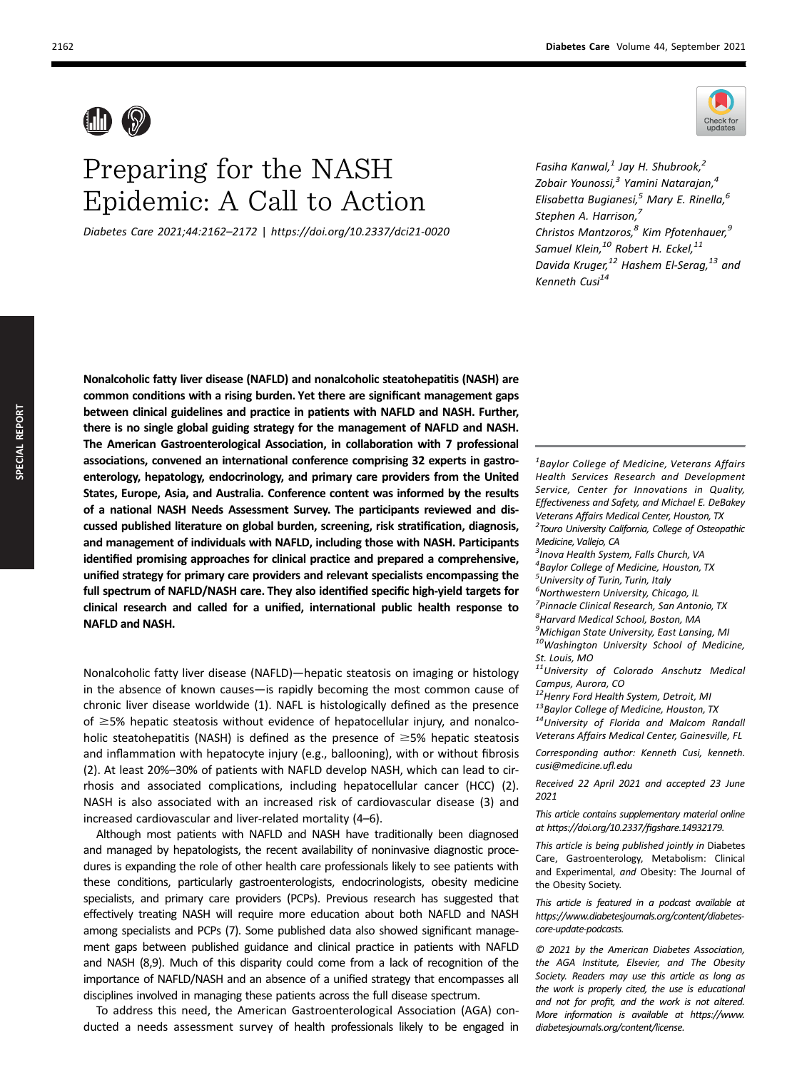# Preparing for the NASH Epidemic: A Call to Action

*Diabetes Care 2021;44:2162–2172 | https://doi.org/10.2337/dci21-0020*

Fasiha Kanwal,[1] Jay H. Shubrook,[2] Zobair Younossi,[3] Yamini Natarajan,[4] Elisabetta Bugianesi,[5] Mary E. Rinella,[6] Stephen A. Harrison,[7] Christos Mantzoros,[8] Kim Pfotenhauer,[9] Samuel Klein,[10] Robert H. Eckel,[11] Davida Kruger,[12] Hashem El-Serag,[13] and Kenneth Cusi[14]

**Nonalcoholic fatty liver disease (NAFLD) and nonalcoholic steatohepatitis (NASH) are common conditions with a rising burden. Yet there are significant management gaps between clinical guidelines and practice in patients with NAFLD and NASH. Further, there is no single global guiding strategy for the management of NAFLD and NASH. The American Gastroenterological Association, in collaboration with 7 professional associations, convened an international conference comprising 32 experts in gastroenterology, hepatology, endocrinology, and primary care providers from the United States, Europe, Asia, and Australia. Conference content was informed by the results of a national NASH Needs Assessment Survey. The participants reviewed and discussed published literature on global burden, screening, risk stratification, diagnosis, and management of individuals with NAFLD, including those with NASH. Participants identified promising approaches for clinical practice and prepared a comprehensive, unified strategy for primary care providers and relevant specialists encompassing the full spectrum of NAFLD/NASH care. They also identified specific high-yield targets for clinical research and called for a unified, international public health response to NAFLD and NASH.**

Nonalcoholic fatty liver disease (NAFLD)—hepatic steatosis on imaging or histology in the absence of known causes—is rapidly becoming the most common cause of chronic liver disease worldwide (1). NAFL is histologically defined as the presence of ≥5% hepatic steatosis without evidence of hepatocellular injury, and nonalcoholic steatohepatitis (NASH) is defined as the presence of ≥5% hepatic steatosis and inflammation with hepatocyte injury (e.g., ballooning), with or without fibrosis (2). At least 20%–30% of patients with NAFLD develop NASH, which can lead to cirrhosis and associated complications, including hepatocellular cancer (HCC) (2). NASH is also associated with an increased risk of cardiovascular disease (3) and increased cardiovascular and liver-related mortality (4–6).

Although most patients with NAFLD and NASH have traditionally been diagnosed and managed by hepatologists, the recent availability of noninvasive diagnostic procedures is expanding the role of other health care professionals likely to see patients with these conditions, particularly gastroenterologists, endocrinologists, obesity medicine specialists, and primary care providers (PCPs). Previous research has suggested that effectively treating NASH will require more education about both NAFLD and NASH among specialists and PCPs (7). Some published data also showed significant management gaps between published guidance and clinical practice in patients with NAFLD and NASH (8,9). Much of this disparity could come from a lack of recognition of the importance of NAFLD/NASH and an absence of a unified strategy that encompasses all disciplines involved in managing these patients across the full disease spectrum.

To address this need, the American Gastroenterological Association (AGA) conducted a needs assessment survey of health professionals likely to be engaged in

---

[1]*Baylor College of Medicine, Veterans Affairs Health Services Research and Development Service, Center for Innovations in Quality, Effectiveness and Safety, and Michael E. DeBakey Veterans Affairs Medical Center, Houston, TX*
[2]*Touro University California, College of Osteopathic Medicine, Vallejo, CA*
[3]*Inova Health System, Falls Church, VA*
[4]*Baylor College of Medicine, Houston, TX*
[5]*University of Turin, Turin, Italy*
[6]*Northwestern University, Chicago, IL*
[7]*Pinnacle Clinical Research, San Antonio, TX*
[8]*Harvard Medical School, Boston, MA*
[9]*Michigan State University, East Lansing, MI*
[10]*Washington University School of Medicine, St. Louis, MO*
[11]*University of Colorado Anschutz Medical Campus, Aurora, CO*
[12]*Henry Ford Health System, Detroit, MI*
[13]*Baylor College of Medicine, Houston, TX*
[14]*University of Florida and Malcom Randall Veterans Affairs Medical Center, Gainesville, FL*

*Corresponding author: Kenneth Cusi, kenneth.cusi@medicine.ufl.edu*

*Received 22 April 2021 and accepted 23 June 2021*

*This article contains supplementary material online at https://doi.org/10.2337/figshare.14932179.*

*This article is being published jointly in* Diabetes Care, Gastroenterology, Metabolism: Clinical and Experimental, *and* Obesity: The Journal of the Obesity Society.

*This article is featured in a podcast available at https://www.diabetesjournals.org/content/diabetes-core-update-podcasts.*

*© 2021 by the American Diabetes Association, the AGA Institute, Elsevier, and The Obesity Society. Readers may use this article as long as the work is properly cited, the use is educational and not for profit, and the work is not altered. More information is available at https://www.diabetesjournals.org/content/license.*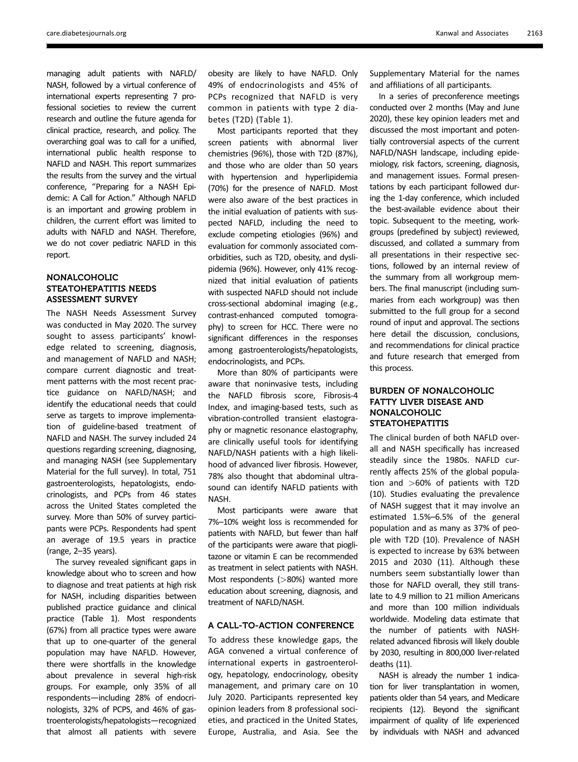managing adult patients with NAFLD/NASH, followed by a virtual conference of international experts representing 7 professional societies to review the current research and outline the future agenda for clinical practice, research, and policy. The overarching goal was to call for a unified, international public health response to NAFLD and NASH. This report summarizes the results from the survey and the virtual conference, "Preparing for a NASH Epidemic: A Call for Action." Although NAFLD is an important and growing problem in children, the current effort was limited to adults with NAFLD and NASH. Therefore, we do not cover pediatric NAFLD in this report.

## NONALCOHOLIC STEATOHEPATITIS NEEDS ASSESSMENT SURVEY

The NASH Needs Assessment Survey was conducted in May 2020. The survey sought to assess participants' knowledge related to screening, diagnosis, and management of NAFLD and NASH; compare current diagnostic and treatment patterns with the most recent practice guidance on NAFLD/NASH; and identify the educational needs that could serve as targets to improve implementation of guideline-based treatment of NAFLD and NASH. The survey included 24 questions regarding screening, diagnosing, and managing NASH (see Supplementary Material for the full survey). In total, 751 gastroenterologists, hepatologists, endocrinologists, and PCPs from 46 states across the United States completed the survey. More than 50% of survey participants were PCPs. Respondents had spent an average of 19.5 years in practice (range, 2–35 years).

The survey revealed significant gaps in knowledge about who to screen and how to diagnose and treat patients at high risk for NASH, including disparities between published practice guidance and clinical practice (Table 1). Most respondents (67%) from all practice types were aware that up to one-quarter of the general population may have NAFLD. However, there were shortfalls in the knowledge about prevalence in several high-risk groups. For example, only 35% of all respondents—including 28% of endocrinologists, 32% of PCPS, and 46% of gastroenterologists/hepatologists—recognized that almost all patients with severe obesity are likely to have NAFLD. Only 49% of endocrinologists and 45% of PCPs recognized that NAFLD is very common in patients with type 2 diabetes (T2D) (Table 1).

Most participants reported that they screen patients with abnormal liver chemistries (96%), those with T2D (87%), and those who are older than 50 years with hypertension and hyperlipidemia (70%) for the presence of NAFLD. Most were also aware of the best practices in the initial evaluation of patients with suspected NAFLD, including the need to exclude competing etiologies (96%) and evaluation for commonly associated comorbidities, such as T2D, obesity, and dyslipidemia (96%). However, only 41% recognized that initial evaluation of patients with suspected NAFLD should not include cross-sectional abdominal imaging (e.g., contrast-enhanced computed tomography) to screen for HCC. There were no significant differences in the responses among gastroenterologists/hepatologists, endocrinologists, and PCPs.

More than 80% of participants were aware that noninvasive tests, including the NAFLD fibrosis score, Fibrosis-4 Index, and imaging-based tests, such as vibration-controlled transient elastography or magnetic resonance elastography, are clinically useful tools for identifying NAFLD/NASH patients with a high likelihood of advanced liver fibrosis. However, 78% also thought that abdominal ultrasound can identify NAFLD patients with NASH.

Most participants were aware that 7%–10% weight loss is recommended for patients with NAFLD, but fewer than half of the participants were aware that pioglitazone or vitamin E can be recommended as treatment in select patients with NASH. Most respondents (>80%) wanted more education about screening, diagnosis, and treatment of NAFLD/NASH.

## A CALL-TO-ACTION CONFERENCE

To address these knowledge gaps, the AGA convened a virtual conference of international experts in gastroenterology, hepatology, endocrinology, obesity management, and primary care on 10 July 2020. Participants represented key opinion leaders from 8 professional societies, and practiced in the United States, Europe, Australia, and Asia. See the Supplementary Material for the names and affiliations of all participants.

In a series of preconference meetings conducted over 2 months (May and June 2020), these key opinion leaders met and discussed the most important and potentially controversial aspects of the current NAFLD/NASH landscape, including epidemiology, risk factors, screening, diagnosis, and management issues. Formal presentations by each participant followed during the 1-day conference, which included the best-available evidence about their topic. Subsequent to the meeting, workgroups (predefined by subject) reviewed, discussed, and collated a summary from all presentations in their respective sections, followed by an internal review of the summary from all workgroup members. The final manuscript (including summaries from each workgroup) was then submitted to the full group for a second round of input and approval. The sections here detail the discussion, conclusions, and recommendations for clinical practice and future research that emerged from this process.

## BURDEN OF NONALCOHOLIC FATTY LIVER DISEASE AND NONALCOHOLIC STEATOHEPATITIS

The clinical burden of both NAFLD overall and NASH specifically has increased steadily since the 1980s. NAFLD currently affects 25% of the global population and >60% of patients with T2D (10). Studies evaluating the prevalence of NASH suggest that it may involve an estimated 1.5%–6.5% of the general population and as many as 37% of people with T2D (10). Prevalence of NASH is expected to increase by 63% between 2015 and 2030 (11). Although these numbers seem substantially lower than those for NAFLD overall, they still translate to 4.9 million to 21 million Americans and more than 100 million individuals worldwide. Modeling data estimate that the number of patients with NASH-related advanced fibrosis will likely double by 2030, resulting in 800,000 liver-related deaths (11).

NASH is already the number 1 indication for liver transplantation in women, patients older than 54 years, and Medicare recipients (12). Beyond the significant impairment of quality of life experienced by individuals with NASH and advanced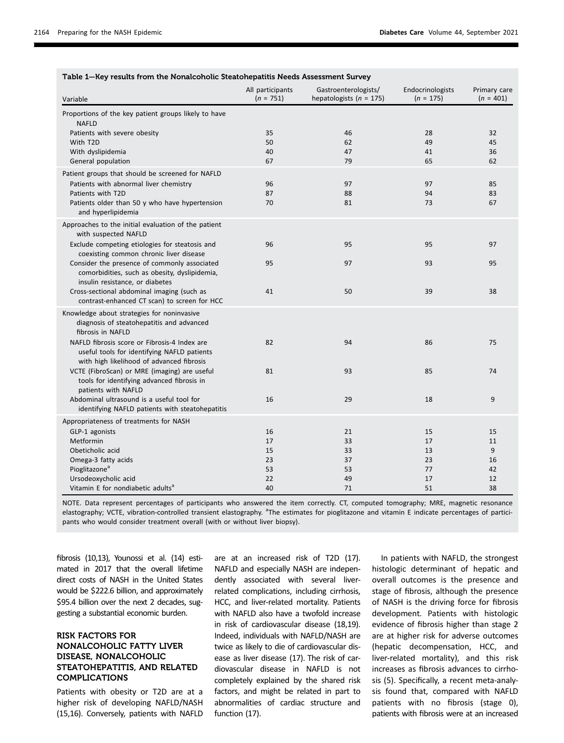Table 1—Key results from the Nonalcoholic Steatohepatitis Needs Assessment Survey

| Variable | All participants ($n$ = 751) | Gastroenterologists/ hepatologists ($n$ = 175) | Endocrinologists ($n$ = 175) | Primary care ($n$ = 401) |
|---|---|---|---|---|
| Proportions of the key patient groups likely to have NAFLD | | | | |
| Patients with severe obesity | 35 | 46 | 28 | 32 |
| With T2D | 50 | 62 | 49 | 45 |
| With dyslipidemia | 40 | 47 | 41 | 36 |
| General population | 67 | 79 | 65 | 62 |
| Patient groups that should be screened for NAFLD | | | | |
| Patients with abnormal liver chemistry | 96 | 97 | 97 | 85 |
| Patients with T2D | 87 | 88 | 94 | 83 |
| Patients older than 50 y who have hypertension and hyperlipidemia | 70 | 81 | 73 | 67 |
| Approaches to the initial evaluation of the patient with suspected NAFLD | | | | |
| Exclude competing etiologies for steatosis and coexisting common chronic liver disease | 96 | 95 | 95 | 97 |
| Consider the presence of commonly associated comorbidities, such as obesity, dyslipidemia, insulin resistance, or diabetes | 95 | 97 | 93 | 95 |
| Cross-sectional abdominal imaging (such as contrast-enhanced CT scan) to screen for HCC | 41 | 50 | 39 | 38 |
| Knowledge about strategies for noninvasive diagnosis of steatohepatitis and advanced fibrosis in NAFLD | | | | |
| NAFLD fibrosis score or Fibrosis-4 Index are useful tools for identifying NAFLD patients with high likelihood of advanced fibrosis | 82 | 94 | 86 | 75 |
| VCTE (FibroScan) or MRE (imaging) are useful tools for identifying advanced fibrosis in patients with NAFLD | 81 | 93 | 85 | 74 |
| Abdominal ultrasound is a useful tool for identifying NAFLD patients with steatohepatitis | 16 | 29 | 18 | 9 |
| Appropriateness of treatments for NASH | | | | |
| GLP-1 agonists | 16 | 21 | 15 | 15 |
| Metformin | 17 | 33 | 17 | 11 |
| Obeticholic acid | 15 | 33 | 13 | 9 |
| Omega-3 fatty acids | 23 | 37 | 23 | 16 |
| Pioglitazone[a] | 53 | 53 | 77 | 42 |
| Ursodeoxycholic acid | 22 | 49 | 17 | 12 |
| Vitamin E for nondiabetic adults[a] | 40 | 71 | 51 | 38 |

NOTE. Data represent percentages of participants who answered the item correctly. CT, computed tomography; MRE, magnetic resonance elastography; VCTE, vibration-controlled transient elastography. [a]The estimates for pioglitazone and vitamin E indicate percentages of participants who would consider treatment overall (with or without liver biopsy).

fibrosis (10,13), Younossi et al. (14) estimated in 2017 that the overall lifetime direct costs of NASH in the United States would be $222.6 billion, and approximately $95.4 billion over the next 2 decades, suggesting a substantial economic burden.

## RISK FACTORS FOR NONALCOHOLIC FATTY LIVER DISEASE, NONALCOHOLIC STEATOHEPATITIS, AND RELATED COMPLICATIONS

Patients with obesity or T2D are at a higher risk of developing NAFLD/NASH (15,16). Conversely, patients with NAFLD are at an increased risk of T2D (17). NAFLD and especially NASH are independently associated with several liver-related complications, including cirrhosis, HCC, and liver-related mortality. Patients with NAFLD also have a twofold increase in risk of cardiovascular disease (18,19). Indeed, individuals with NAFLD/NASH are twice as likely to die of cardiovascular disease as liver disease (17). The risk of cardiovascular disease in NAFLD is not completely explained by the shared risk factors, and might be related in part to abnormalities of cardiac structure and function (17).

In patients with NAFLD, the strongest histologic determinant of hepatic and overall outcomes is the presence and stage of fibrosis, although the presence of NASH is the driving force for fibrosis development. Patients with histologic evidence of fibrosis higher than stage 2 are at higher risk for adverse outcomes (hepatic decompensation, HCC, and liver-related mortality), and this risk increases as fibrosis advances to cirrhosis (5). Specifically, a recent meta-analysis found that, compared with NAFLD patients with no fibrosis (stage 0), patients with fibrosis were at an increased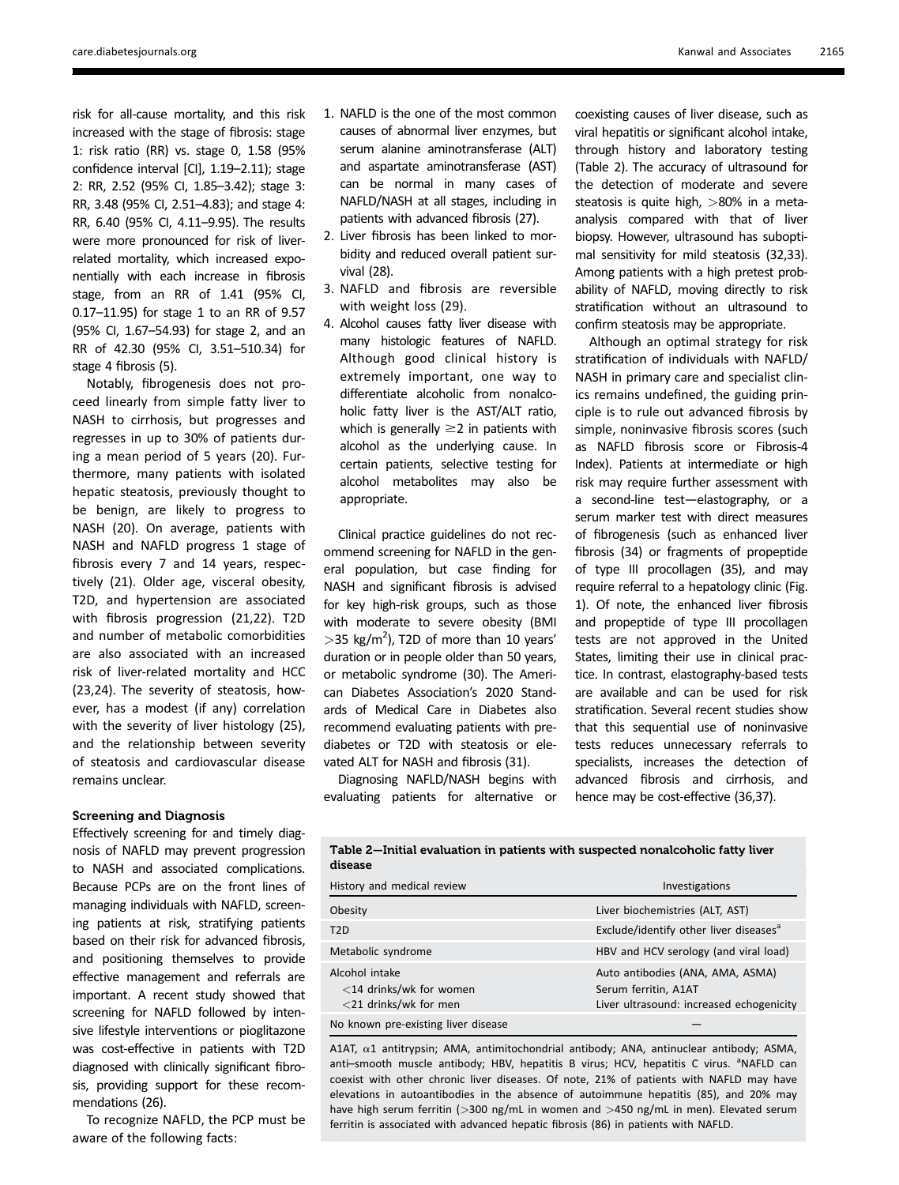risk for all-cause mortality, and this risk increased with the stage of fibrosis: stage 1: risk ratio (RR) vs. stage 0, 1.58 (95% confidence interval [CI], 1.19–2.11); stage 2: RR, 2.52 (95% CI, 1.85–3.42); stage 3: RR, 3.48 (95% CI, 2.51–4.83); and stage 4: RR, 6.40 (95% CI, 4.11–9.95). The results were more pronounced for risk of liver-related mortality, which increased exponentially with each increase in fibrosis stage, from an RR of 1.41 (95% CI, 0.17–11.95) for stage 1 to an RR of 9.57 (95% CI, 1.67–54.93) for stage 2, and an RR of 42.30 (95% CI, 3.51–510.34) for stage 4 fibrosis (5).

Notably, fibrogenesis does not proceed linearly from simple fatty liver to NASH to cirrhosis, but progresses and regresses in up to 30% of patients during a mean period of 5 years (20). Furthermore, many patients with isolated hepatic steatosis, previously thought to be benign, are likely to progress to NASH (20). On average, patients with NASH and NAFLD progress 1 stage of fibrosis every 7 and 14 years, respectively (21). Older age, visceral obesity, T2D, and hypertension are associated with fibrosis progression (21,22). T2D and number of metabolic comorbidities are also associated with an increased risk of liver-related mortality and HCC (23,24). The severity of steatosis, however, has a modest (if any) correlation with the severity of liver histology (25), and the relationship between severity of steatosis and cardiovascular disease remains unclear.

### Screening and Diagnosis

Effectively screening for and timely diagnosis of NAFLD may prevent progression to NASH and associated complications. Because PCPs are on the front lines of managing individuals with NAFLD, screening patients at risk, stratifying patients based on their risk for advanced fibrosis, and positioning themselves to provide effective management and referrals are important. A recent study showed that screening for NAFLD followed by intensive lifestyle interventions or pioglitazone was cost-effective in patients with T2D diagnosed with clinically significant fibrosis, providing support for these recommendations (26).

To recognize NAFLD, the PCP must be aware of the following facts:

1. NAFLD is the one of the most common causes of abnormal liver enzymes, but serum alanine aminotransferase (ALT) and aspartate aminotransferase (AST) can be normal in many cases of NAFLD/NASH at all stages, including in patients with advanced fibrosis (27).
2. Liver fibrosis has been linked to morbidity and reduced overall patient survival (28).
3. NAFLD and fibrosis are reversible with weight loss (29).
4. Alcohol causes fatty liver disease with many histologic features of NAFLD. Although good clinical history is extremely important, one way to differentiate alcoholic from nonalcoholic fatty liver is the AST/ALT ratio, which is generally ≥2 in patients with alcohol as the underlying cause. In certain patients, selective testing for alcohol metabolites may also be appropriate.

Clinical practice guidelines do not recommend screening for NAFLD in the general population, but case finding for NASH and significant fibrosis is advised for key high-risk groups, such as those with moderate to severe obesity (BMI >35 kg/m$^2$), T2D of more than 10 years' duration or in people older than 50 years, or metabolic syndrome (30). The American Diabetes Association's 2020 Standards of Medical Care in Diabetes also recommend evaluating patients with prediabetes or T2D with steatosis or elevated ALT for NASH and fibrosis (31).

Diagnosing NAFLD/NASH begins with evaluating patients for alternative or coexisting causes of liver disease, such as viral hepatitis or significant alcohol intake, through history and laboratory testing (Table 2). The accuracy of ultrasound for the detection of moderate and severe steatosis is quite high, >80% in a meta-analysis compared with that of liver biopsy. However, ultrasound has suboptimal sensitivity for mild steatosis (32,33). Among patients with a high pretest probability of NAFLD, moving directly to risk stratification without an ultrasound to confirm steatosis may be appropriate.

Although an optimal strategy for risk stratification of individuals with NAFLD/NASH in primary care and specialist clinics remains undefined, the guiding principle is to rule out advanced fibrosis by simple, noninvasive fibrosis scores (such as NAFLD fibrosis score or Fibrosis-4 Index). Patients at intermediate or high risk may require further assessment with a second-line test—elastography, or a serum marker test with direct measures of fibrogenesis (such as enhanced liver fibrosis (34) or fragments of propeptide of type III procollagen (35), and may require referral to a hepatology clinic (Fig. 1). Of note, the enhanced liver fibrosis and propeptide of type III procollagen tests are not approved in the United States, limiting their use in clinical practice. In contrast, elastography-based tests are available and can be used for risk stratification. Several recent studies show that this sequential use of noninvasive tests reduces unnecessary referrals to specialists, increases the detection of advanced fibrosis and cirrhosis, and hence may be cost-effective (36,37).

**Table 2—Initial evaluation in patients with suspected nonalcoholic fatty liver disease**

| History and medical review | Investigations |
|---|---|
| Obesity | Liver biochemistries (ALT, AST) |
| T2D | Exclude/identify other liver diseases[a] |
| Metabolic syndrome | HBV and HCV serology (and viral load) |
| Alcohol intake<br><14 drinks/wk for women<br><21 drinks/wk for men | Auto antibodies (ANA, AMA, ASMA)<br>Serum ferritin, A1AT<br>Liver ultrasound: increased echogenicity |
| No known pre-existing liver disease | — |

A1AT, α1 antitrypsin; AMA, antimitochondrial antibody; ANA, antinuclear antibody; ASMA, anti–smooth muscle antibody; HBV, hepatitis B virus; HCV, hepatitis C virus. [a]NAFLD can coexist with other chronic liver diseases. Of note, 21% of patients with NAFLD may have elevations in autoantibodies in the absence of autoimmune hepatitis (85), and 20% may have high serum ferritin (>300 ng/mL in women and >450 ng/mL in men). Elevated serum ferritin is associated with advanced hepatic fibrosis (86) in patients with NAFLD.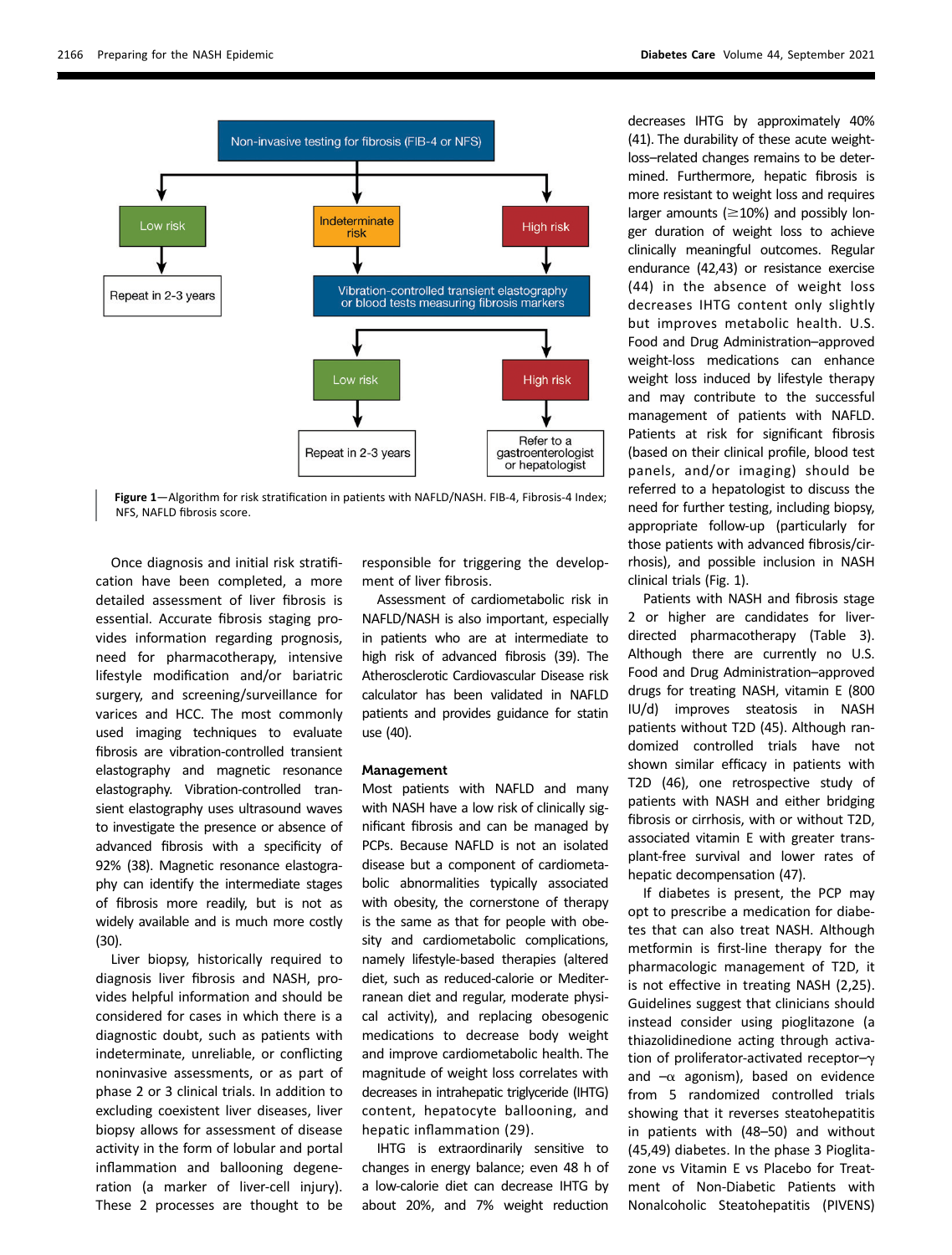Non-invasive testing for fibrosis (FIB-4 or NFS)

- Low risk → Repeat in 2-3 years
- Indeterminate risk → Vibration-controlled transient elastography or blood tests measuring fibrosis markers
- High risk → Vibration-controlled transient elastography or blood tests measuring fibrosis markers
  - Low risk → Repeat in 2-3 years
  - High risk → Refer to a gastroenterologist or hepatologist

**Figure 1**—Algorithm for risk stratification in patients with NAFLD/NASH. FIB-4, Fibrosis-4 Index; NFS, NAFLD fibrosis score.

Once diagnosis and initial risk stratification have been completed, a more detailed assessment of liver fibrosis is essential. Accurate fibrosis staging provides information regarding prognosis, need for pharmacotherapy, intensive lifestyle modification and/or bariatric surgery, and screening/surveillance for varices and HCC. The most commonly used imaging techniques to evaluate fibrosis are vibration-controlled transient elastography and magnetic resonance elastography. Vibration-controlled transient elastography uses ultrasound waves to investigate the presence or absence of advanced fibrosis with a specificity of 92% (38). Magnetic resonance elastography can identify the intermediate stages of fibrosis more readily, but is not as widely available and is much more costly (30).

Liver biopsy, historically required to diagnose liver fibrosis and NASH, provides helpful information and should be considered for cases in which there is a diagnostic doubt, such as patients with indeterminate, unreliable, or conflicting noninvasive assessments, or as part of phase 2 or 3 clinical trials. In addition to excluding coexistent liver diseases, liver biopsy allows for assessment of disease activity in the form of lobular and portal inflammation and ballooning degeneration (a marker of liver-cell injury). These 2 processes are thought to be responsible for triggering the development of liver fibrosis.

Assessment of cardiometabolic risk in NAFLD/NASH is also important, especially in patients who are at intermediate to high risk of advanced fibrosis (39). The Atherosclerotic Cardiovascular Disease risk calculator has been validated in NAFLD patients and provides guidance for statin use (40).

### Management

Most patients with NAFLD and many with NASH have a low risk of clinically significant fibrosis and can be managed by PCPs. Because NAFLD is not an isolated disease but a component of cardiometabolic abnormalities typically associated with obesity, the cornerstone of therapy is the same as that for people with obesity and cardiometabolic complications, namely lifestyle-based therapies (altered diet, such as reduced-calorie or Mediterranean diet and regular, moderate physical activity), and replacing obesogenic medications to decrease body weight and improve cardiometabolic health. The magnitude of weight loss correlates with decreases in intrahepatic triglyceride (IHTG) content, hepatocyte ballooning, and hepatic inflammation (29).

IHTG is extraordinarily sensitive to changes in energy balance; even 48 h of a low-calorie diet can decrease IHTG by about 20%, and 7% weight reduction decreases IHTG by approximately 40% (41). The durability of these acute weight-loss–related changes remains to be determined. Furthermore, hepatic fibrosis is more resistant to weight loss and requires larger amounts (≥10%) and possibly longer duration of weight loss to achieve clinically meaningful outcomes. Regular endurance (42,43) or resistance exercise (44) in the absence of weight loss decreases IHTG content only slightly but improves metabolic health. U.S. Food and Drug Administration–approved weight-loss medications can enhance weight loss induced by lifestyle therapy and may contribute to the successful management of patients with NAFLD. Patients at risk for significant fibrosis (based on their clinical profile, blood test panels, and/or imaging) should be referred to a hepatologist to discuss the need for further testing, including biopsy, appropriate follow-up (particularly for those patients with advanced fibrosis/cirrhosis), and possible inclusion in NASH clinical trials (Fig. 1).

Patients with NASH and fibrosis stage 2 or higher are candidates for liver-directed pharmacotherapy (Table 3). Although there are currently no U.S. Food and Drug Administration–approved drugs for treating NASH, vitamin E (800 IU/d) improves steatosis in NASH patients without T2D (45). Although randomized controlled trials have not shown similar efficacy in patients with T2D (46), one retrospective study of patients with NASH and either bridging fibrosis or cirrhosis, with or without T2D, associated vitamin E with greater transplant-free survival and lower rates of hepatic decompensation (47).

If diabetes is present, the PCP may opt to prescribe a medication for diabetes that can also treat NASH. Although metformin is first-line therapy for the pharmacologic management of T2D, it is not effective in treating NASH (2,25). Guidelines suggest that clinicians should instead consider using pioglitazone (a thiazolidinedione acting through activation of proliferator-activated receptor–$\gamma$ and –$\alpha$ agonism), based on evidence from 5 randomized controlled trials showing that it reverses steatohepatitis in patients with (48–50) and without (45,49) diabetes. In the phase 3 Pioglitazone vs Vitamin E vs Placebo for Treatment of Non-Diabetic Patients with Nonalcoholic Steatohepatitis (PIVENS)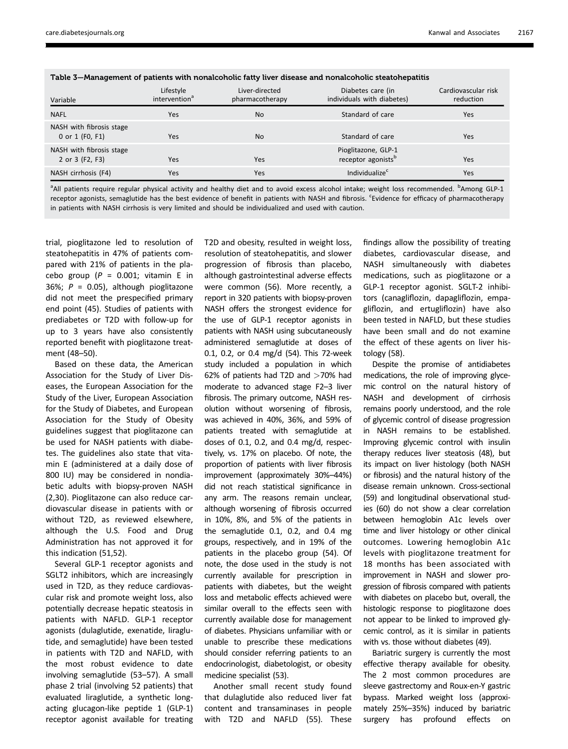**Table 3—Management of patients with nonalcoholic fatty liver disease and nonalcoholic steatohepatitis**

| Variable | Lifestyle intervention[a] | Liver-directed pharmacotherapy | Diabetes care (in individuals with diabetes) | Cardiovascular risk reduction |
|---|---|---|---|---|
| NAFL | Yes | No | Standard of care | Yes |
| NASH with fibrosis stage 0 or 1 (F0, F1) | Yes | No | Standard of care | Yes |
| NASH with fibrosis stage 2 or 3 (F2, F3) | Yes | Yes | Pioglitazone, GLP-1 receptor agonists[b] | Yes |
| NASH cirrhosis (F4) | Yes | Yes | Individualize[c] | Yes |

[a]All patients require regular physical activity and healthy diet and to avoid excess alcohol intake; weight loss recommended. [b]Among GLP-1 receptor agonists, semaglutide has the best evidence of benefit in patients with NASH and fibrosis. [c]Evidence for efficacy of pharmacotherapy in patients with NASH cirrhosis is very limited and should be individualized and used with caution.

trial, pioglitazone led to resolution of steatohepatitis in 47% of patients compared with 21% of patients in the placebo group ($P$ = 0.001; vitamin E in 36%; $P$ = 0.05), although pioglitazone did not meet the prespecified primary end point (45). Studies of patients with prediabetes or T2D with follow-up for up to 3 years have also consistently reported benefit with pioglitazone treatment (48–50).

Based on these data, the American Association for the Study of Liver Diseases, the European Association for the Study of the Liver, European Association for the Study of Diabetes, and European Association for the Study of Obesity guidelines suggest that pioglitazone can be used for NASH patients with diabetes. The guidelines also state that vitamin E (administered at a daily dose of 800 IU) may be considered in nondiabetic adults with biopsy-proven NASH (2,30). Pioglitazone can also reduce cardiovascular disease in patients with or without T2D, as reviewed elsewhere, although the U.S. Food and Drug Administration has not approved it for this indication (51,52).

Several GLP-1 receptor agonists and SGLT2 inhibitors, which are increasingly used in T2D, as they reduce cardiovascular risk and promote weight loss, also potentially decrease hepatic steatosis in patients with NAFLD. GLP-1 receptor agonists (dulaglutide, exenatide, liraglutide, and semaglutide) have been tested in patients with T2D and NAFLD, with the most robust evidence to date involving semaglutide (53–57). A small phase 2 trial (involving 52 patients) that evaluated liraglutide, a synthetic long-acting glucagon-like peptide 1 (GLP-1) receptor agonist available for treating T2D and obesity, resulted in weight loss, resolution of steatohepatitis, and slower progression of fibrosis than placebo, although gastrointestinal adverse effects were common (56). More recently, a report in 320 patients with biopsy-proven NASH offers the strongest evidence for the use of GLP-1 receptor agonists in patients with NASH using subcutaneously administered semaglutide at doses of 0.1, 0.2, or 0.4 mg/d (54). This 72-week study included a population in which 62% of patients had T2D and >70% had moderate to advanced stage F2–3 liver fibrosis. The primary outcome, NASH resolution without worsening of fibrosis, was achieved in 40%, 36%, and 59% of patients treated with semaglutide at doses of 0.1, 0.2, and 0.4 mg/d, respectively, vs. 17% on placebo. Of note, the proportion of patients with liver fibrosis improvement (approximately 30%–44%) did not reach statistical significance in any arm. The reasons remain unclear, although worsening of fibrosis occurred in 10%, 8%, and 5% of the patients in the semaglutide 0.1, 0.2, and 0.4 mg groups, respectively, and in 19% of the patients in the placebo group (54). Of note, the dose used in the study is not currently available for prescription in patients with diabetes, but the weight loss and metabolic effects achieved were similar overall to the effects seen with currently available dose for management of diabetes. Physicians unfamiliar with or unable to prescribe these medications should consider referring patients to an endocrinologist, diabetologist, or obesity medicine specialist (53).

Another small recent study found that dulaglutide also reduced liver fat content and transaminases in people with T2D and NAFLD (55). These findings allow the possibility of treating diabetes, cardiovascular disease, and NASH simultaneously with diabetes medications, such as pioglitazone or a GLP-1 receptor agonist. SGLT-2 inhibitors (canagliflozin, dapagliflozin, empagliflozin, and ertugliflozin) have also been tested in NAFLD, but these studies have been small and do not examine the effect of these agents on liver histology (58).

Despite the promise of antidiabetes medications, the role of improving glycemic control on the natural history of NASH and development of cirrhosis remains poorly understood, and the role of glycemic control of disease progression in NASH remains to be established. Improving glycemic control with insulin therapy reduces liver steatosis (48), but its impact on liver histology (both NASH or fibrosis) and the natural history of the disease remain unknown. Cross-sectional (59) and longitudinal observational studies (60) do not show a clear correlation between hemoglobin A1c levels over time and liver histology or other clinical outcomes. Lowering hemoglobin A1c levels with pioglitazone treatment for 18 months has been associated with improvement in NASH and slower progression of fibrosis compared with patients with diabetes on placebo but, overall, the histologic response to pioglitazone does not appear to be linked to improved glycemic control, as it is similar in patients with vs. those without diabetes (49).

Bariatric surgery is currently the most effective therapy available for obesity. The 2 most common procedures are sleeve gastrectomy and Roux-en-Y gastric bypass. Marked weight loss (approximately 25%–35%) induced by bariatric surgery has profound effects on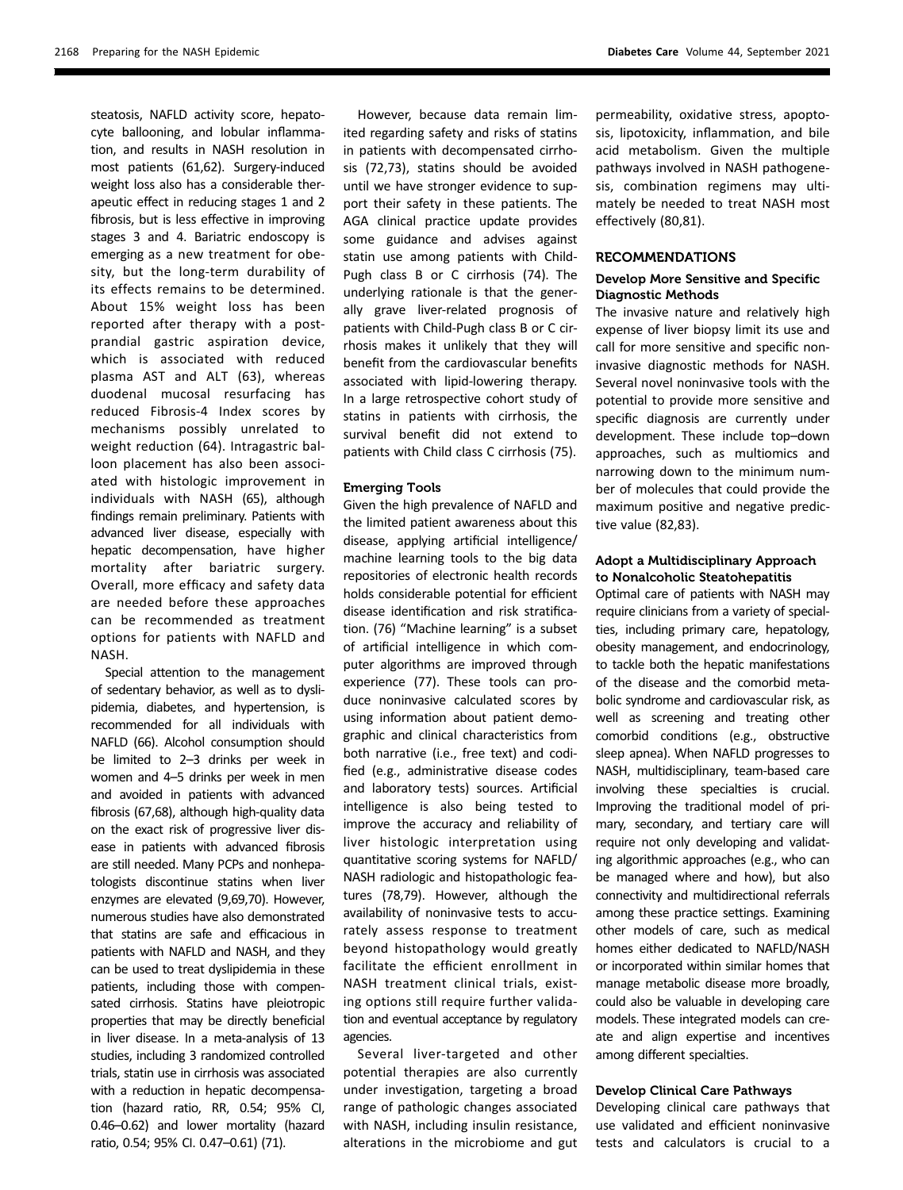steatosis, NAFLD activity score, hepatocyte ballooning, and lobular inflammation, and results in NASH resolution in most patients (61,62). Surgery-induced weight loss also has a considerable therapeutic effect in reducing stages 1 and 2 fibrosis, but is less effective in improving stages 3 and 4. Bariatric endoscopy is emerging as a new treatment for obesity, but the long-term durability of its effects remains to be determined. About 15% weight loss has been reported after therapy with a postprandial gastric aspiration device, which is associated with reduced plasma AST and ALT (63), whereas duodenal mucosal resurfacing has reduced Fibrosis-4 Index scores by mechanisms possibly unrelated to weight reduction (64). Intragastric balloon placement has also been associated with histologic improvement in individuals with NASH (65), although findings remain preliminary. Patients with advanced liver disease, especially with hepatic decompensation, have higher mortality after bariatric surgery. Overall, more efficacy and safety data are needed before these approaches can be recommended as treatment options for patients with NAFLD and NASH.

Special attention to the management of sedentary behavior, as well as to dyslipidemia, diabetes, and hypertension, is recommended for all individuals with NAFLD (66). Alcohol consumption should be limited to 2–3 drinks per week in women and 4–5 drinks per week in men and avoided in patients with advanced fibrosis (67,68), although high-quality data on the exact risk of progressive liver disease in patients with advanced fibrosis are still needed. Many PCPs and nonhepatologists discontinue statins when liver enzymes are elevated (9,69,70). However, numerous studies have also demonstrated that statins are safe and efficacious in patients with NAFLD and NASH, and they can be used to treat dyslipidemia in these patients, including those with compensated cirrhosis. Statins have pleiotropic properties that may be directly beneficial in liver disease. In a meta-analysis of 13 studies, including 3 randomized controlled trials, statin use in cirrhosis was associated with a reduction in hepatic decompensation (hazard ratio, RR, 0.54; 95% CI, 0.46–0.62) and lower mortality (hazard ratio, 0.54; 95% CI. 0.47–0.61) (71).

However, because data remain limited regarding safety and risks of statins in patients with decompensated cirrhosis (72,73), statins should be avoided until we have stronger evidence to support their safety in these patients. The AGA clinical practice update provides some guidance and advises against statin use among patients with Child-Pugh class B or C cirrhosis (74). The underlying rationale is that the generally grave liver-related prognosis of patients with Child-Pugh class B or C cirrhosis makes it unlikely that they will benefit from the cardiovascular benefits associated with lipid-lowering therapy. In a large retrospective cohort study of statins in patients with cirrhosis, the survival benefit did not extend to patients with Child class C cirrhosis (75).

### Emerging Tools

Given the high prevalence of NAFLD and the limited patient awareness about this disease, applying artificial intelligence/machine learning tools to the big data repositories of electronic health records holds considerable potential for efficient disease identification and risk stratification. (76) "Machine learning" is a subset of artificial intelligence in which computer algorithms are improved through experience (77). These tools can produce noninvasive calculated scores by using information about patient demographic and clinical characteristics from both narrative (i.e., free text) and codified (e.g., administrative disease codes and laboratory tests) sources. Artificial intelligence is also being tested to improve the accuracy and reliability of liver histologic interpretation using quantitative scoring systems for NAFLD/NASH radiologic and histopathologic features (78,79). However, although the availability of noninvasive tests to accurately assess response to treatment beyond histopathology would greatly facilitate the efficient enrollment in NASH treatment clinical trials, existing options still require further validation and eventual acceptance by regulatory agencies.

Several liver-targeted and other potential therapies are also currently under investigation, targeting a broad range of pathologic changes associated with NASH, including insulin resistance, alterations in the microbiome and gut permeability, oxidative stress, apoptosis, lipotoxicity, inflammation, and bile acid metabolism. Given the multiple pathways involved in NASH pathogenesis, combination regimens may ultimately be needed to treat NASH most effectively (80,81).

## RECOMMENDATIONS

### Develop More Sensitive and Specific Diagnostic Methods

The invasive nature and relatively high expense of liver biopsy limit its use and call for more sensitive and specific noninvasive diagnostic methods for NASH. Several novel noninvasive tools with the potential to provide more sensitive and specific diagnosis are currently under development. These include top–down approaches, such as multiomics and narrowing down to the minimum number of molecules that could provide the maximum positive and negative predictive value (82,83).

### Adopt a Multidisciplinary Approach to Nonalcoholic Steatohepatitis

Optimal care of patients with NASH may require clinicians from a variety of specialties, including primary care, hepatology, obesity management, and endocrinology, to tackle both the hepatic manifestations of the disease and the comorbid metabolic syndrome and cardiovascular risk, as well as screening and treating other comorbid conditions (e.g., obstructive sleep apnea). When NAFLD progresses to NASH, multidisciplinary, team-based care involving these specialties is crucial. Improving the traditional model of primary, secondary, and tertiary care will require not only developing and validating algorithmic approaches (e.g., who can be managed where and how), but also connectivity and multidirectional referrals among these practice settings. Examining other models of care, such as medical homes either dedicated to NAFLD/NASH or incorporated within similar homes that manage metabolic disease more broadly, could also be valuable in developing care models. These integrated models can create and align expertise and incentives among different specialties.

### Develop Clinical Care Pathways

Developing clinical care pathways that use validated and efficient noninvasive tests and calculators is crucial to a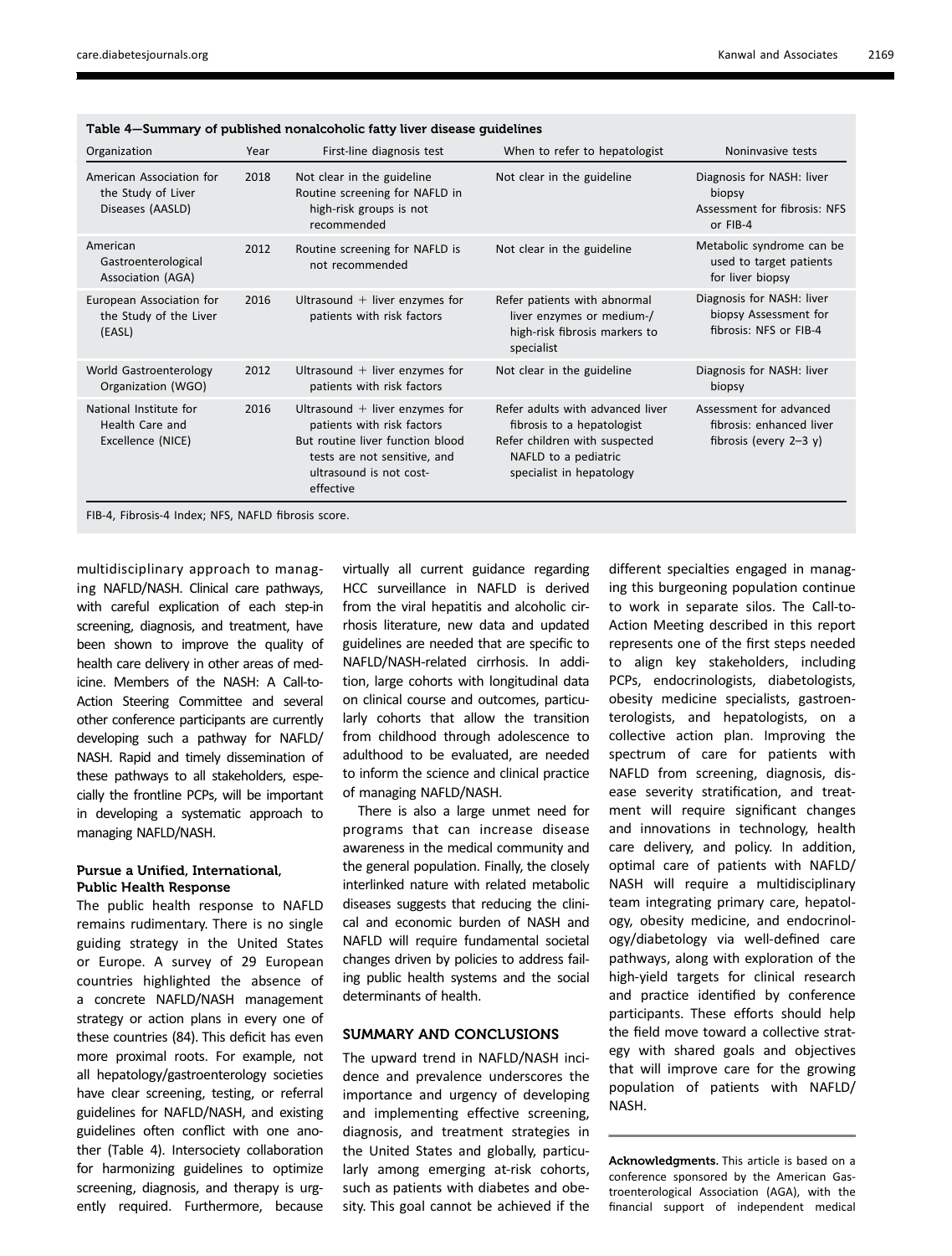Table 4—Summary of published nonalcoholic fatty liver disease guidelines

| Organization | Year | First-line diagnosis test | When to refer to hepatologist | Noninvasive tests |
|---|---|---|---|---|
| American Association for the Study of Liver Diseases (AASLD) | 2018 | Not clear in the guideline Routine screening for NAFLD in high-risk groups is not recommended | Not clear in the guideline | Diagnosis for NASH: liver biopsy Assessment for fibrosis: NFS or FIB-4 |
| American Gastroenterological Association (AGA) | 2012 | Routine screening for NAFLD is not recommended | Not clear in the guideline | Metabolic syndrome can be used to target patients for liver biopsy |
| European Association for the Study of the Liver (EASL) | 2016 | Ultrasound + liver enzymes for patients with risk factors | Refer patients with abnormal liver enzymes or medium-/ high-risk fibrosis markers to specialist | Diagnosis for NASH: liver biopsy Assessment for fibrosis: NFS or FIB-4 |
| World Gastroenterology Organization (WGO) | 2012 | Ultrasound + liver enzymes for patients with risk factors | Not clear in the guideline | Diagnosis for NASH: liver biopsy |
| National Institute for Health Care and Excellence (NICE) | 2016 | Ultrasound + liver enzymes for patients with risk factors But routine liver function blood tests are not sensitive, and ultrasound is not cost-effective | Refer adults with advanced liver fibrosis to a hepatologist Refer children with suspected NAFLD to a pediatric specialist in hepatology | Assessment for advanced fibrosis: enhanced liver fibrosis (every 2–3 y) |

FIB-4, Fibrosis-4 Index; NFS, NAFLD fibrosis score.

multidisciplinary approach to managing NAFLD/NASH. Clinical care pathways, with careful explication of each step-in screening, diagnosis, and treatment, have been shown to improve the quality of health care delivery in other areas of medicine. Members of the NASH: A Call-to-Action Steering Committee and several other conference participants are currently developing such a pathway for NAFLD/NASH. Rapid and timely dissemination of these pathways to all stakeholders, especially the frontline PCPs, will be important in developing a systematic approach to managing NAFLD/NASH.

### Pursue a Unified, International, Public Health Response

The public health response to NAFLD remains rudimentary. There is no single guiding strategy in the United States or Europe. A survey of 29 European countries highlighted the absence of a concrete NAFLD/NASH management strategy or action plans in every one of these countries (84). This deficit has even more proximal roots. For example, not all hepatology/gastroenterology societies have clear screening, testing, or referral guidelines for NAFLD/NASH, and existing guidelines often conflict with one another (Table 4). Intersociety collaboration for harmonizing guidelines to optimize screening, diagnosis, and therapy is urgently required. Furthermore, because virtually all current guidance regarding HCC surveillance in NAFLD is derived from the viral hepatitis and alcoholic cirrhosis literature, new data and updated guidelines are needed that are specific to NAFLD/NASH-related cirrhosis. In addition, large cohorts with longitudinal data on clinical course and outcomes, particularly cohorts that allow the transition from childhood through adolescence to adulthood to be evaluated, are needed to inform the science and clinical practice of managing NAFLD/NASH.

There is also a large unmet need for programs that can increase disease awareness in the medical community and the general population. Finally, the closely interlinked nature with related metabolic diseases suggests that reducing the clinical and economic burden of NASH and NAFLD will require fundamental societal changes driven by policies to address failing public health systems and the social determinants of health.

## SUMMARY AND CONCLUSIONS

The upward trend in NAFLD/NASH incidence and prevalence underscores the importance and urgency of developing and implementing effective screening, diagnosis, and treatment strategies in the United States and globally, particularly among emerging at-risk cohorts, such as patients with diabetes and obesity. This goal cannot be achieved if the different specialties engaged in managing this burgeoning population continue to work in separate silos. The Call-to-Action Meeting described in this report represents one of the first steps needed to align key stakeholders, including PCPs, endocrinologists, diabetologists, obesity medicine specialists, gastroenterologists, and hepatologists, on a collective action plan. Improving the spectrum of care for patients with NAFLD from screening, diagnosis, disease severity stratification, and treatment will require significant changes and innovations in technology, health care delivery, and policy. In addition, optimal care of patients with NAFLD/NASH will require a multidisciplinary team integrating primary care, hepatology, obesity medicine, and endocrinology/diabetology via well-defined care pathways, along with exploration of the high-yield targets for clinical research and practice identified by conference participants. These efforts should help the field move toward a collective strategy with shared goals and objectives that will improve care for the growing population of patients with NAFLD/NASH.

**Acknowledgments.** This article is based on a conference sponsored by the American Gastroenterological Association (AGA), with the financial support of independent medical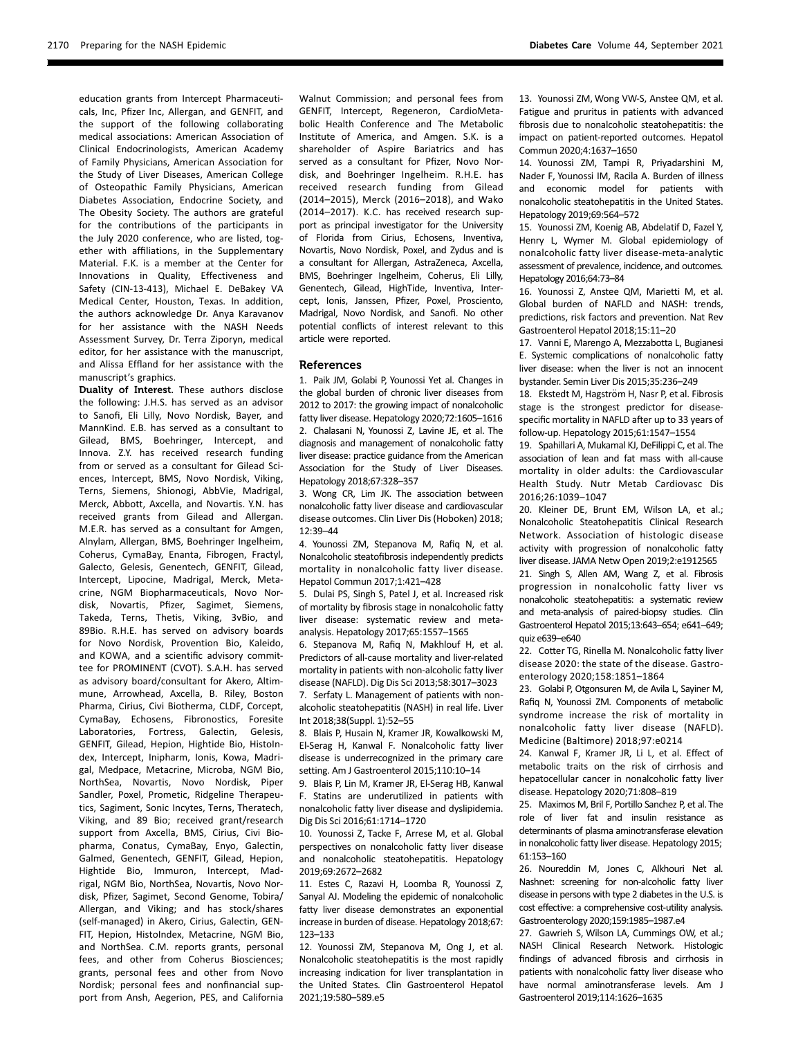education grants from Intercept Pharmaceuticals, Inc, Pfizer Inc, Allergan, and GENFIT, and the support of the following collaborating medical associations: American Association of Clinical Endocrinologists, American Academy of Family Physicians, American Association for the Study of Liver Diseases, American College of Osteopathic Family Physicians, American Diabetes Association, Endocrine Society, and The Obesity Society. The authors are grateful for the contributions of the participants in the July 2020 conference, who are listed, together with affiliations, in the Supplementary Material. F.K. is a member at the Center for Innovations in Quality, Effectiveness and Safety (CIN-13-413), Michael E. DeBakey VA Medical Center, Houston, Texas. In addition, the authors acknowledge Dr. Anya Karavanov for her assistance with the NASH Needs Assessment Survey, Dr. Terra Ziporyn, medical editor, for her assistance with the manuscript, and Alissa Effland for her assistance with the manuscript's graphics.

**Duality of Interest.** These authors disclose the following: J.H.S. has served as an advisor to Sanofi, Eli Lilly, Novo Nordisk, Bayer, and MannKind. E.B. has served as a consultant to Gilead, BMS, Boehringer, Intercept, and Innova. Z.Y. has received research funding from or served as a consultant for Gilead Sciences, Intercept, BMS, Novo Nordisk, Viking, Terns, Siemens, Shionogi, AbbVie, Madrigal, Merck, Abbott, Axcella, and Novartis. Y.N. has received grants from Gilead and Allergan. M.E.R. has served as a consultant for Amgen, Alnylam, Allergan, BMS, Boehringer Ingelheim, Coherus, CymaBay, Enanta, Fibrogen, Fractyl, Galecto, Gelesis, Genentech, GENFIT, Gilead, Intercept, Lipocine, Madrigal, Merck, Metacrine, NGM Biopharmaceuticals, Novo Nordisk, Novartis, Pfizer, Sagimet, Siemens, Takeda, Terns, Thetis, Viking, 3vBio, and 89Bio. R.H.E. has served on advisory boards for Novo Nordisk, Provention Bio, Kaleido, and KOWA, and a scientific advisory committee for PROMINENT (CVOT). S.A.H. has served as advisory board/consultant for Akero, Altimmune, Arrowhead, Axcella, B. Riley, Boston Pharma, Cirius, Civi Biotherma, CLDF, Corcept, CymaBay, Echosens, Fibronostics, Foresite Laboratories, Fortress, Galectin, Gelesis, GENFIT, Gilead, Hepion, Hightide Bio, HistoIndex, Intercept, Inipharm, Ionis, Kowa, Madrigal, Medpace, Metacrine, Microba, NGM Bio, NorthSea, Novartis, Novo Nordisk, Piper Sandler, Poxel, Prometic, Ridgeline Therapeutics, Sagiment, Sonic Incytes, Terns, Theratech, Viking, and 89 Bio; received grant/research support from Axcella, BMS, Cirius, Civi Biopharma, Conatus, CymaBay, Enyo, Galectin, Galmed, Genentech, GENFIT, Gilead, Hepion, Hightide Bio, Immuron, Intercept, Madrigal, NGM Bio, NorthSea, Novartis, Novo Nordisk, Pfizer, Sagimet, Second Genome, Tobira/Allergan, and Viking; and has stock/shares (self-managed) in Akero, Cirius, Galectin, GENFIT, Hepion, HistoIndex, Metacrine, NGM Bio, and NorthSea. C.M. reports grants, personal fees, and other from Coherus Biosciences; grants, personal fees and other from Novo Nordisk; personal fees and nonfinancial support from Ansh, Aegerion, PES, and California Walnut Commission; and personal fees from GENFIT, Intercept, Regeneron, CardioMetabolic Health Conference and The Metabolic Institute of America, and Amgen. S.K. is a shareholder of Aspire Bariatrics and has served as a consultant for Pfizer, Novo Nordisk, and Boehringer Ingelheim. R.H.E. has received research funding from Gilead (2014–2015), Merck (2016–2018), and Wako (2014–2017). K.C. has received research support as principal investigator for the University of Florida from Cirius, Echosens, Inventiva, Novartis, Novo Nordisk, Poxel, and Zydus and is a consultant for Allergan, AstraZeneca, Axcella, BMS, Boehringer Ingelheim, Coherus, Eli Lilly, Genentech, Gilead, HighTide, Inventiva, Intercept, Ionis, Janssen, Pfizer, Poxel, Prosciento, Madrigal, Novo Nordisk, and Sanofi. No other potential conflicts of interest relevant to this article were reported.

## References

1. Paik JM, Golabi P, Younossi Yet al. Changes in the global burden of chronic liver diseases from 2012 to 2017: the growing impact of nonalcoholic fatty liver disease. Hepatology 2020;72:1605–1616
2. Chalasani N, Younossi Z, Lavine JE, et al. The diagnosis and management of nonalcoholic fatty liver disease: practice guidance from the American Association for the Study of Liver Diseases. Hepatology 2018;67:328–357
3. Wong CR, Lim JK. The association between nonalcoholic fatty liver disease and cardiovascular disease outcomes. Clin Liver Dis (Hoboken) 2018;12:39–44
4. Younossi ZM, Stepanova M, Rafiq N, et al. Nonalcoholic steatofibrosis independently predicts mortality in nonalcoholic fatty liver disease. Hepatol Commun 2017;1:421–428
5. Dulai PS, Singh S, Patel J, et al. Increased risk of mortality by fibrosis stage in nonalcoholic fatty liver disease: systematic review and meta-analysis. Hepatology 2017;65:1557–1565
6. Stepanova M, Rafiq N, Makhlouf H, et al. Predictors of all-cause mortality and liver-related mortality in patients with non-alcoholic fatty liver disease (NAFLD). Dig Dis Sci 2013;58:3017–3023
7. Serfaty L. Management of patients with non-alcoholic steatohepatitis (NASH) in real life. Liver Int 2018;38(Suppl. 1):52–55
8. Blais P, Husain N, Kramer JR, Kowalkowski M, El-Serag H, Kanwal F. Nonalcoholic fatty liver disease is underrecognized in the primary care setting. Am J Gastroenterol 2015;110:10–14
9. Blais P, Lin M, Kramer JR, El-Serag HB, Kanwal F. Statins are underutilized in patients with nonalcoholic fatty liver disease and dyslipidemia. Dig Dis Sci 2016;61:1714–1720
10. Younossi Z, Tacke F, Arrese M, et al. Global perspectives on nonalcoholic fatty liver disease and nonalcoholic steatohepatitis. Hepatology 2019;69:2672–2682
11. Estes C, Razavi H, Loomba R, Younossi Z, Sanyal AJ. Modeling the epidemic of nonalcoholic fatty liver disease demonstrates an exponential increase in burden of disease. Hepatology 2018;67:123–133
12. Younossi ZM, Stepanova M, Ong J, et al. Nonalcoholic steatohepatitis is the most rapidly increasing indication for liver transplantation in the United States. Clin Gastroenterol Hepatol 2021;19:580–589.e5
13. Younossi ZM, Wong VW-S, Anstee QM, et al. Fatigue and pruritus in patients with advanced fibrosis due to nonalcoholic steatohepatitis: the impact on patient-reported outcomes. Hepatol Commun 2020;4:1637–1650
14. Younossi ZM, Tampi R, Priyadarshini M, Nader F, Younossi IM, Racila A. Burden of illness and economic model for patients with nonalcoholic steatohepatitis in the United States. Hepatology 2019;69:564–572
15. Younossi ZM, Koenig AB, Abdelatif D, Fazel Y, Henry L, Wymer M. Global epidemiology of nonalcoholic fatty liver disease-meta-analytic assessment of prevalence, incidence, and outcomes. Hepatology 2016;64:73–84
16. Younossi Z, Anstee QM, Marietti M, et al. Global burden of NAFLD and NASH: trends, predictions, risk factors and prevention. Nat Rev Gastroenterol Hepatol 2018;15:11–20
17. Vanni E, Marengo A, Mezzabotta L, Bugianesi E. Systemic complications of nonalcoholic fatty liver disease: when the liver is not an innocent bystander. Semin Liver Dis 2015;35:236–249
18. Ekstedt M, Hagström H, Nasr P, et al. Fibrosis stage is the strongest predictor for disease-specific mortality in NAFLD after up to 33 years of follow-up. Hepatology 2015;61:1547–1554
19. Spahillari A, Mukamal KJ, DeFilippi C, et al. The association of lean and fat mass with all-cause mortality in older adults: the Cardiovascular Health Study. Nutr Metab Cardiovasc Dis 2016;26:1039–1047
20. Kleiner DE, Brunt EM, Wilson LA, et al.; Nonalcoholic Steatohepatitis Clinical Research Network. Association of histologic disease activity with progression of nonalcoholic fatty liver disease. JAMA Netw Open 2019;2:e1912565
21. Singh S, Allen AM, Wang Z, et al. Fibrosis progression in nonalcoholic fatty liver vs nonalcoholic steatohepatitis: a systematic review and meta-analysis of paired-biopsy studies. Clin Gastroenterol Hepatol 2015;13:643–654; e641–649; quiz e639–e640
22. Cotter TG, Rinella M. Nonalcoholic fatty liver disease 2020: the state of the disease. Gastroenterology 2020;158:1851–1864
23. Golabi P, Otgonsuren M, de Avila L, Sayiner M, Rafiq N, Younossi ZM. Components of metabolic syndrome increase the risk of mortality in nonalcoholic fatty liver disease (NAFLD). Medicine (Baltimore) 2018;97:e0214
24. Kanwal F, Kramer JR, Li L, et al. Effect of metabolic traits on the risk of cirrhosis and hepatocellular cancer in nonalcoholic fatty liver disease. Hepatology 2020;71:808–819
25. Maximos M, Bril F, Portillo Sanchez P, et al. The role of liver fat and insulin resistance as determinants of plasma aminotransferase elevation in nonalcoholic fatty liver disease. Hepatology 2015;61:153–160
26. Noureddin M, Jones C, Alkhouri Net al. Nashnet: screening for non-alcoholic fatty liver disease in persons with type 2 diabetes in the U.S. is cost effective: a comprehensive cost-utility analysis. Gastroenterology 2020;159:1985–1987.e4
27. Gawrieh S, Wilson LA, Cummings OW, et al.; NASH Clinical Research Network. Histologic findings of advanced fibrosis and cirrhosis in patients with nonalcoholic fatty liver disease who have normal aminotransferase levels. Am J Gastroenterol 2019;114:1626–1635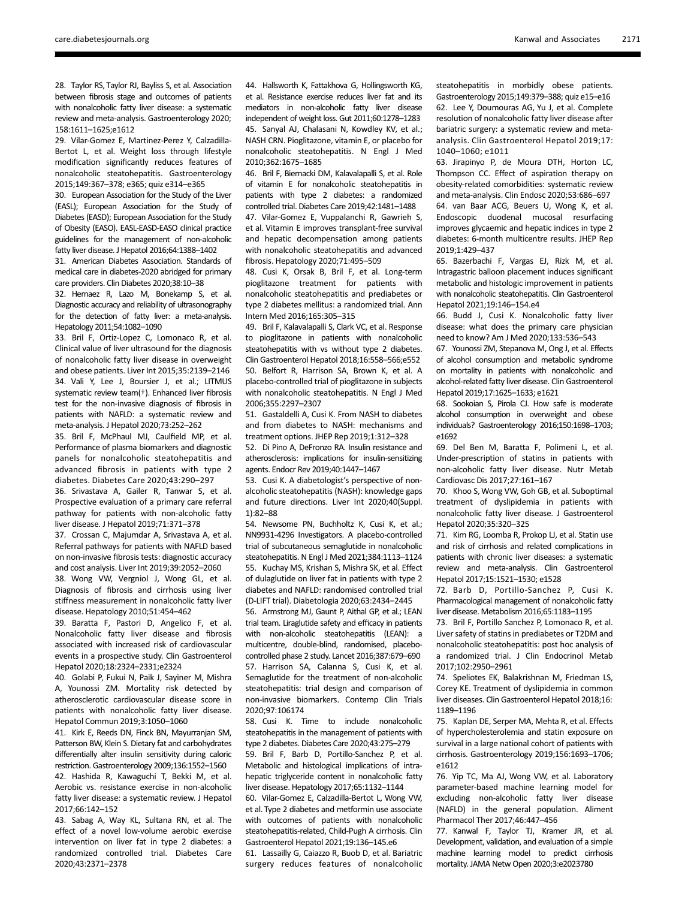28. Taylor RS, Taylor RJ, Bayliss S, et al. Association between fibrosis stage and outcomes of patients with nonalcoholic fatty liver disease: a systematic review and meta-analysis. Gastroenterology 2020; 158:1611–1625;e1612

29. Vilar-Gomez E, Martinez-Perez Y, Calzadilla-Bertot L, et al. Weight loss through lifestyle modification significantly reduces features of nonalcoholic steatohepatitis. Gastroenterology 2015;149:367–378; e365; quiz e314–e365

30. European Association for the Study of the Liver (EASL); European Association for the Study of Diabetes (EASD); European Association for the Study of Obesity (EASO). EASL-EASD-EASO clinical practice guidelines for the management of non-alcoholic fatty liver disease. J Hepatol 2016;64:1388–1402

31. American Diabetes Association. Standards of medical care in diabetes-2020 abridged for primary care providers. Clin Diabetes 2020;38:10–38

32. Hernaez R, Lazo M, Bonekamp S, et al. Diagnostic accuracy and reliability of ultrasonography for the detection of fatty liver: a meta-analysis. Hepatology 2011;54:1082–1090

33. Bril F, Ortiz-Lopez C, Lomonaco R, et al. Clinical value of liver ultrasound for the diagnosis of nonalcoholic fatty liver disease in overweight and obese patients. Liver Int 2015;35:2139–2146

34. Vali Y, Lee J, Boursier J, et al.; LITMUS systematic review team(†). Enhanced liver fibrosis test for the non-invasive diagnosis of fibrosis in patients with NAFLD: a systematic review and meta-analysis. J Hepatol 2020;73:252–262

35. Bril F, McPhaul MJ, Caulfield MP, et al. Performance of plasma biomarkers and diagnostic panels for nonalcoholic steatohepatitis and advanced fibrosis in patients with type 2 diabetes. Diabetes Care 2020;43:290–297

36. Srivastava A, Gailer R, Tanwar S, et al. Prospective evaluation of a primary care referral pathway for patients with non-alcoholic fatty liver disease. J Hepatol 2019;71:371–378

37. Crossan C, Majumdar A, Srivastava A, et al. Referral pathways for patients with NAFLD based on non-invasive fibrosis tests: diagnostic accuracy and cost analysis. Liver Int 2019;39:2052–2060

38. Wong VW, Vergniol J, Wong GL, et al. Diagnosis of fibrosis and cirrhosis using liver stiffness measurement in nonalcoholic fatty liver disease. Hepatology 2010;51:454–462

39. Baratta F, Pastori D, Angelico F, et al. Nonalcoholic fatty liver disease and fibrosis associated with increased risk of cardiovascular events in a prospective study. Clin Gastroenterol Hepatol 2020;18:2324–2331;e2324

40. Golabi P, Fukui N, Paik J, Sayiner M, Mishra A, Younossi ZM. Mortality risk detected by atherosclerotic cardiovascular disease score in patients with nonalcoholic fatty liver disease. Hepatol Commun 2019;3:1050–1060

41. Kirk E, Reeds DN, Finck BN, Mayurranjan SM, Patterson BW, Klein S. Dietary fat and carbohydrates differentially alter insulin sensitivity during caloric restriction. Gastroenterology 2009;136:1552–1560

42. Hashida R, Kawaguchi T, Bekki M, et al. Aerobic vs. resistance exercise in non-alcoholic fatty liver disease: a systematic review. J Hepatol 2017;66:142–152

43. Sabag A, Way KL, Sultana RN, et al. The effect of a novel low-volume aerobic exercise intervention on liver fat in type 2 diabetes: a randomized controlled trial. Diabetes Care 2020;43:2371–2378

44. Hallsworth K, Fattakhova G, Hollingsworth KG, et al. Resistance exercise reduces liver fat and its mediators in non-alcoholic fatty liver disease independent of weight loss. Gut 2011;60:1278–1283

45. Sanyal AJ, Chalasani N, Kowdley KV, et al.; NASH CRN. Pioglitazone, vitamin E, or placebo for nonalcoholic steatohepatitis. N Engl J Med 2010;362:1675–1685

46. Bril F, Biernacki DM, Kalavalapalli S, et al. Role of vitamin E for nonalcoholic steatohepatitis in patients with type 2 diabetes: a randomized controlled trial. Diabetes Care 2019;42:1481–1488

47. Vilar-Gomez E, Vuppalanchi R, Gawrieh S, et al. Vitamin E improves transplant-free survival and hepatic decompensation among patients with nonalcoholic steatohepatitis and advanced fibrosis. Hepatology 2020;71:495–509

48. Cusi K, Orsak B, Bril F, et al. Long-term pioglitazone treatment for patients with nonalcoholic steatohepatitis and prediabetes or type 2 diabetes mellitus: a randomized trial. Ann Intern Med 2016;165:305–315

49. Bril F, Kalavalapalli S, Clark VC, et al. Response to pioglitazone in patients with nonalcoholic steatohepatitis with vs without type 2 diabetes. Clin Gastroenterol Hepatol 2018;16:558–566;e552

50. Belfort R, Harrison SA, Brown K, et al. A placebo-controlled trial of pioglitazone in subjects with nonalcoholic steatohepatitis. N Engl J Med 2006;355:2297–2307

51. Gastaldelli A, Cusi K. From NASH to diabetes and from diabetes to NASH: mechanisms and treatment options. JHEP Rep 2019;1:312–328

52. Di Pino A, DeFronzo RA. Insulin resistance and atherosclerosis: implications for insulin-sensitizing agents. Endocr Rev 2019;40:1447–1467

53. Cusi K. A diabetologist's perspective of non-alcoholic steatohepatitis (NASH): knowledge gaps and future directions. Liver Int 2020;40(Suppl. 1):82–88

54. Newsome PN, Buchholtz K, Cusi K, et al.; NN9931-4296 Investigators. A placebo-controlled trial of subcutaneous semaglutide in nonalcoholic steatohepatitis. N Engl J Med 2021;384:1113–1124

55. Kuchay MS, Krishan S, Mishra SK, et al. Effect of dulaglutide on liver fat in patients with type 2 diabetes and NAFLD: randomised controlled trial (D-LIFT trial). Diabetologia 2020;63:2434–2445

56. Armstrong MJ, Gaunt P, Aithal GP, et al.; LEAN trial team. Liraglutide safety and efficacy in patients with non-alcoholic steatohepatitis (LEAN): a multicentre, double-blind, randomised, placebo-controlled phase 2 study. Lancet 2016;387:679–690

57. Harrison SA, Calanna S, Cusi K, et al. Semaglutide for the treatment of non-alcoholic steatohepatitis: trial design and comparison of non-invasive biomarkers. Contemp Clin Trials 2020;97:106174

58. Cusi K. Time to include nonalcoholic steatohepatitis in the management of patients with type 2 diabetes. Diabetes Care 2020;43:275–279

59. Bril F, Barb D, Portillo-Sanchez P, et al. Metabolic and histological implications of intrahepatic triglyceride content in nonalcoholic fatty liver disease. Hepatology 2017;65:1132–1144

60. Vilar-Gomez E, Calzadilla-Bertot L, Wong VW, et al. Type 2 diabetes and metformin use associate with outcomes of patients with nonalcoholic steatohepatitis-related, Child-Pugh A cirrhosis. Clin Gastroenterol Hepatol 2021;19:136–145.e6

61. Lassailly G, Caiazzo R, Buob D, et al. Bariatric surgery reduces features of nonalcoholic steatohepatitis in morbidly obese patients. Gastroenterology 2015;149:379–388; quiz e15–e16

62. Lee Y, Doumouras AG, Yu J, et al. Complete resolution of nonalcoholic fatty liver disease after bariatric surgery: a systematic review and meta-analysis. Clin Gastroenterol Hepatol 2019;17: 1040–1060; e1011

63. Jirapinyo P, de Moura DTH, Horton LC, Thompson CC. Effect of aspiration therapy on obesity-related comorbidities: systematic review and meta-analysis. Clin Endosc 2020;53:686–697

64. van Baar ACG, Beuers U, Wong K, et al. Endoscopic duodenal mucosal resurfacing improves glycaemic and hepatic indices in type 2 diabetes: 6-month multicentre results. JHEP Rep 2019;1:429–437

65. Bazerbachi F, Vargas EJ, Rizk M, et al. Intragastric balloon placement induces significant metabolic and histologic improvement in patients with nonalcoholic steatohepatitis. Clin Gastroenterol Hepatol 2021;19:146–154.e4

66. Budd J, Cusi K. Nonalcoholic fatty liver disease: what does the primary care physician need to know? Am J Med 2020;133:536–543

67. Younossi ZM, Stepanova M, Ong J, et al. Effects of alcohol consumption and metabolic syndrome on mortality in patients with nonalcoholic and alcohol-related fatty liver disease. Clin Gastroenterol Hepatol 2019;17:1625–1633; e1621

68. Sookoian S, Pirola CJ. How safe is moderate alcohol consumption in overweight and obese individuals? Gastroenterology 2016;150:1698–1703; e1692

69. Del Ben M, Baratta F, Polimeni L, et al. Under-prescription of statins in patients with non-alcoholic fatty liver disease. Nutr Metab Cardiovasc Dis 2017;27:161–167

70. Khoo S, Wong VW, Goh GB, et al. Suboptimal treatment of dyslipidemia in patients with nonalcoholic fatty liver disease. J Gastroenterol Hepatol 2020;35:320–325

71. Kim RG, Loomba R, Prokop LJ, et al. Statin use and risk of cirrhosis and related complications in patients with chronic liver diseases: a systematic review and meta-analysis. Clin Gastroenterol Hepatol 2017;15:1521–1530; e1528

72. Barb D, Portillo-Sanchez P, Cusi K. Pharmacological management of nonalcoholic fatty liver disease. Metabolism 2016;65:1183–1195

73. Bril F, Portillo Sanchez P, Lomonaco R, et al. Liver safety of statins in prediabetes or T2DM and nonalcoholic steatohepatitis: post hoc analysis of a randomized trial. J Clin Endocrinol Metab 2017;102:2950–2961

74. Speliotes EK, Balakrishnan M, Friedman LS, Corey KE. Treatment of dyslipidemia in common liver diseases. Clin Gastroenterol Hepatol 2018;16: 1189–1196

75. Kaplan DE, Serper MA, Mehta R, et al. Effects of hypercholesterolemia and statin exposure on survival in a large national cohort of patients with cirrhosis. Gastroenterology 2019;156:1693–1706; e1612

76. Yip TC, Ma AJ, Wong VW, et al. Laboratory parameter-based machine learning model for excluding non-alcoholic fatty liver disease (NAFLD) in the general population. Aliment Pharmacol Ther 2017;46:447–456

77. Kanwal F, Taylor TJ, Kramer JR, et al. Development, validation, and evaluation of a simple machine learning model to predict cirrhosis mortality. JAMA Netw Open 2020;3:e2023780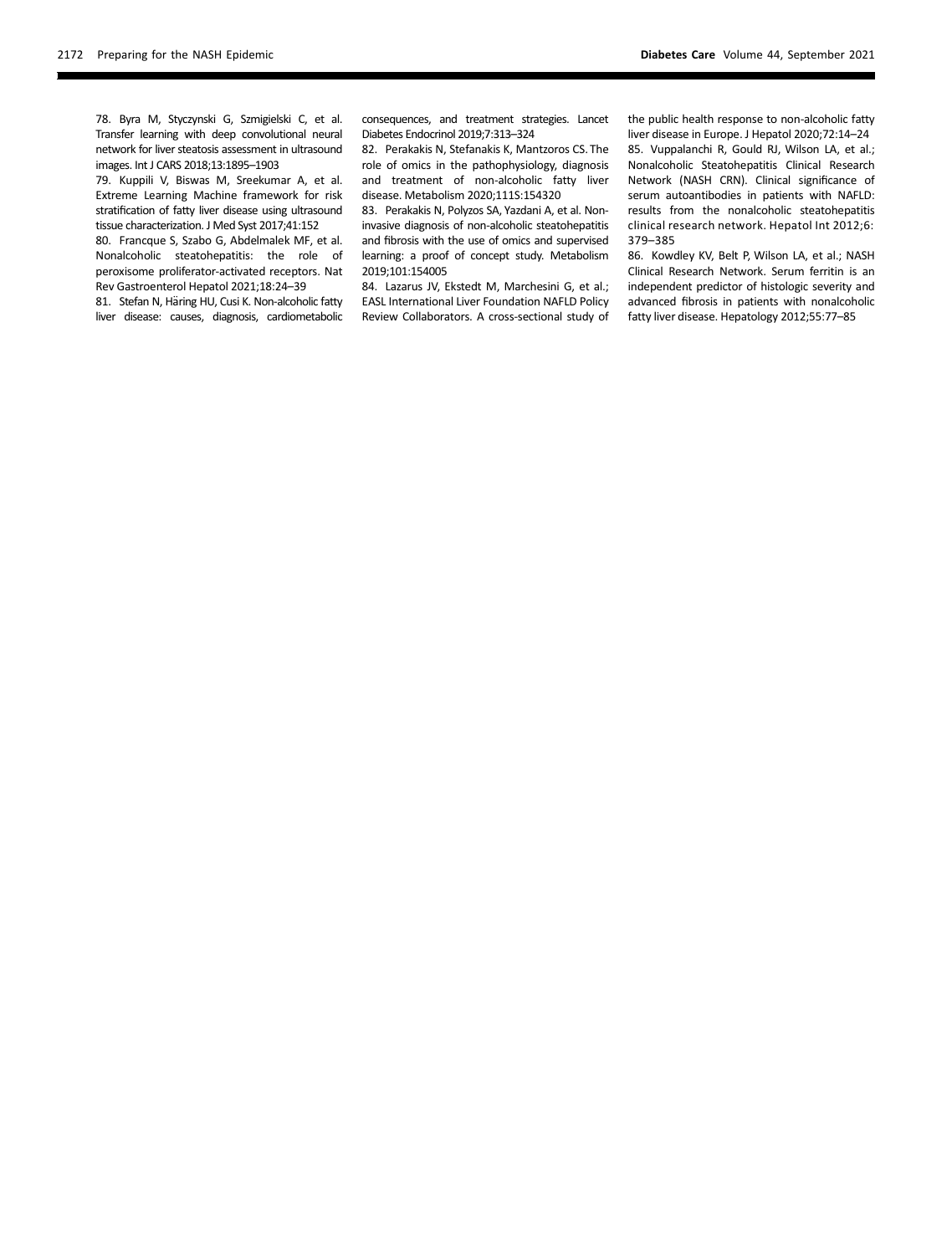78. Byra M, Styczynski G, Szmigielski C, et al. Transfer learning with deep convolutional neural network for liver steatosis assessment in ultrasound images. Int J CARS 2018;13:1895–1903

79. Kuppili V, Biswas M, Sreekumar A, et al. Extreme Learning Machine framework for risk stratification of fatty liver disease using ultrasound tissue characterization. J Med Syst 2017;41:152

80. Francque S, Szabo G, Abdelmalek MF, et al. Nonalcoholic steatohepatitis: the role of peroxisome proliferator-activated receptors. Nat Rev Gastroenterol Hepatol 2021;18:24–39

81. Stefan N, Häring HU, Cusi K. Non-alcoholic fatty liver disease: causes, diagnosis, cardiometabolic consequences, and treatment strategies. Lancet Diabetes Endocrinol 2019;7:313–324

82. Perakakis N, Stefanakis K, Mantzoros CS. The role of omics in the pathophysiology, diagnosis and treatment of non-alcoholic fatty liver disease. Metabolism 2020;111S:154320

83. Perakakis N, Polyzos SA, Yazdani A, et al. Non-invasive diagnosis of non-alcoholic steatohepatitis and fibrosis with the use of omics and supervised learning: a proof of concept study. Metabolism 2019;101:154005

84. Lazarus JV, Ekstedt M, Marchesini G, et al.; EASL International Liver Foundation NAFLD Policy Review Collaborators. A cross-sectional study of the public health response to non-alcoholic fatty liver disease in Europe. J Hepatol 2020;72:14–24

85. Vuppalanchi R, Gould RJ, Wilson LA, et al.; Nonalcoholic Steatohepatitis Clinical Research Network (NASH CRN). Clinical significance of serum autoantibodies in patients with NAFLD: results from the nonalcoholic steatohepatitis clinical research network. Hepatol Int 2012;6: 379–385

86. Kowdley KV, Belt P, Wilson LA, et al.; NASH Clinical Research Network. Serum ferritin is an independent predictor of histologic severity and advanced fibrosis in patients with nonalcoholic fatty liver disease. Hepatology 2012;55:77–85